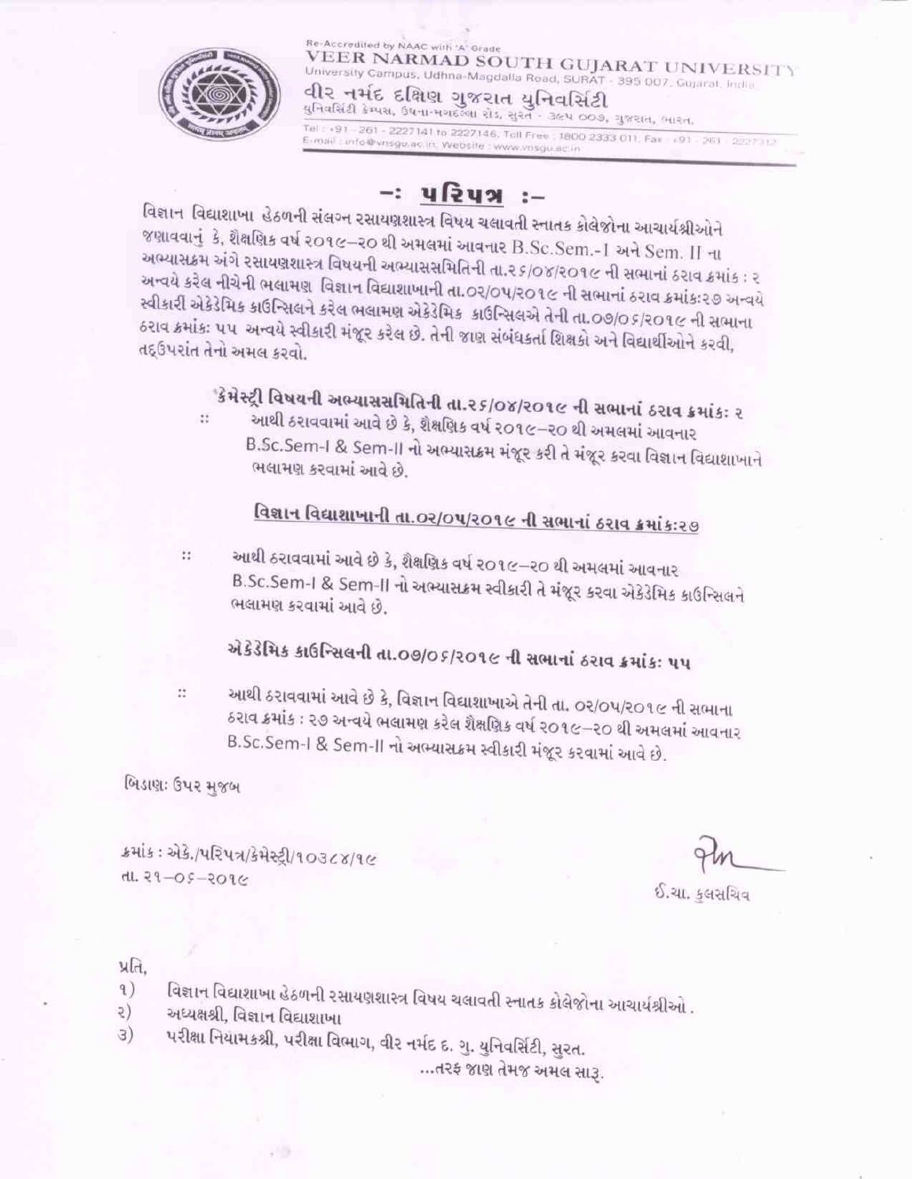Re-Accredited by NAAC with 'A' Grade

**VEER NARMAD SOUTH GUJARAT UNIVERSITY**

University Campus, Udhna-Magdalla Road, SURAT - 395 007, Gujarat, India

**વીર નર્મદ દક્ષિણ ગુજરાત યુનિવર્સિટી**

યુનિવર્સિટી કેમ્પસ, ઉધના-મગદલ્લા રોડ, સુરત - ૩૯૫ ૦૦૭, ગુજરાત, ભારત.

Tel : +91 - 261 - 2227141 to 2227146, Toll Free : 1800 2333 011, Fax : +91 - 261 - 2227312

E-mail : info@vnsgu.ac.in, Website : www.vnsgu.ac.in

# -: પરિપત્ર :-

વિજ્ઞાન વિદ્યાશાખા હેઠળની સંલગ્ન રસાયણશાસ્ત્ર વિષય ચલાવતી સ્નાતક કોલેજોના આચાર્યશ્રીઓને જણાવવાનું કે, શૈક્ષણિક વર્ષ ૨૦૧૯–૨૦ થી અમલમાં આવનાર B.Sc.Sem.-I અને Sem. II ના અભ્યાસક્રમ અંગે રસાયણશાસ્ત્ર વિષયની અભ્યાસસમિતિની તા.૨૬/૦૪/૨૦૧૯ ની સભાનાં ઠરાવ ક્રમાંક : ૨ અન્વયે કરેલ નીચેની ભલામણ વિજ્ઞાન વિદ્યાશાખાની તા.૦૨/૦૫/૨૦૧૯ ની સભાનાં ઠરાવ ક્રમાંક:૨૭ અન્વયે સ્વીકારી એકેડેમિક કાઉન્સિલને કરેલ ભલામણ એકેડેમિક કાઉન્સિલએ તેની તા.૦૭/૦૬/૨૦૧૯ ની સભાના ઠરાવ ક્રમાંક: ૫૫ અન્વયે સ્વીકારી મંજૂર કરેલ છે. તેની જાણ સંબંધકર્તા શિક્ષકો અને વિદ્યાર્થીઓને કરવી, તદઉપરાંત તેનો અમલ કરવો.

**કેમેસ્ટ્રી વિષયની અભ્યાસસમિતિની તા.૨૬/૦૪/૨૦૧૯ ની સભાનાં ઠરાવ ક્રમાંકઃ ૨**

:: આથી ઠરાવવામાં આવે છે કે, શૈક્ષણિક વર્ષ ૨૦૧૯–૨૦ થી અમલમાં આવનાર B.Sc.Sem-I & Sem-II નો અભ્યાસક્રમ મંજૂર કરી તે મંજૂર કરવા વિજ્ઞાન વિદ્યાશાખાને ભલામણ કરવામાં આવે છે.

**<u>વિજ્ઞાન વિદ્યાશાખાની તા.૦૨/૦૫/૨૦૧૯ ની સભાનાં ઠરાવ ક્રમાંક:૨૭</u>**

:: આથી ઠરાવવામાં આવે છે કે, શૈક્ષણિક વર્ષ ૨૦૧૯–૨૦ થી અમલમાં આવનાર B.Sc.Sem-I & Sem-II નો અભ્યાસક્રમ સ્વીકારી તે મંજૂર કરવા એકેડેમિક કાઉન્સિલને ભલામણ કરવામાં આવે છે.

**એકેડેમિક કાઉન્સિલની તા.૦૭/૦૬/૨૦૧૯ ની સભાનાં ઠરાવ ક્રમાંકઃ ૫૫**

:: આથી ઠરાવવામાં આવે છે કે, વિજ્ઞાન વિદ્યાશાખાએ તેની તા. ૦૨/૦૫/૨૦૧૯ ની સભાના ઠરાવ ક્રમાંક : ૨૭ અન્વયે ભલામણ કરેલ શૈક્ષણિક વર્ષ ૨૦૧૯–૨૦ થી અમલમાં આવનાર B.Sc.Sem-I & Sem-II નો અભ્યાસક્રમ સ્વીકારી મંજૂર કરવામાં આવે છે.

બિડાણ: ઉપર મુજબ

ક્રમાંક : એકે./પરિપત્ર/કેમેસ્ટ્રી/૧૦૩૮૪/૧૯

તા. ૨૧–૦૬–૨૦૧૯

ઈ.ચા. કુલસચિવ

પ્રતિ,

૧) વિજ્ઞાન વિદ્યાશાખા હેઠળની રસાયણશાસ્ત્ર વિષય ચલાવતી સ્નાતક કોલેજોના આચાર્યશ્રીઓ.

૨) અધ્યક્ષશ્રી, વિજ્ઞાન વિદ્યાશાખા

૩) પરીક્ષા નિયામકશ્રી, પરીક્ષા વિભાગ, વીર નર્મદ દ. ગુ. યુનિવર્સિટી, સુરત.

...તરફ જાણ તેમજ અમલ સારૂ.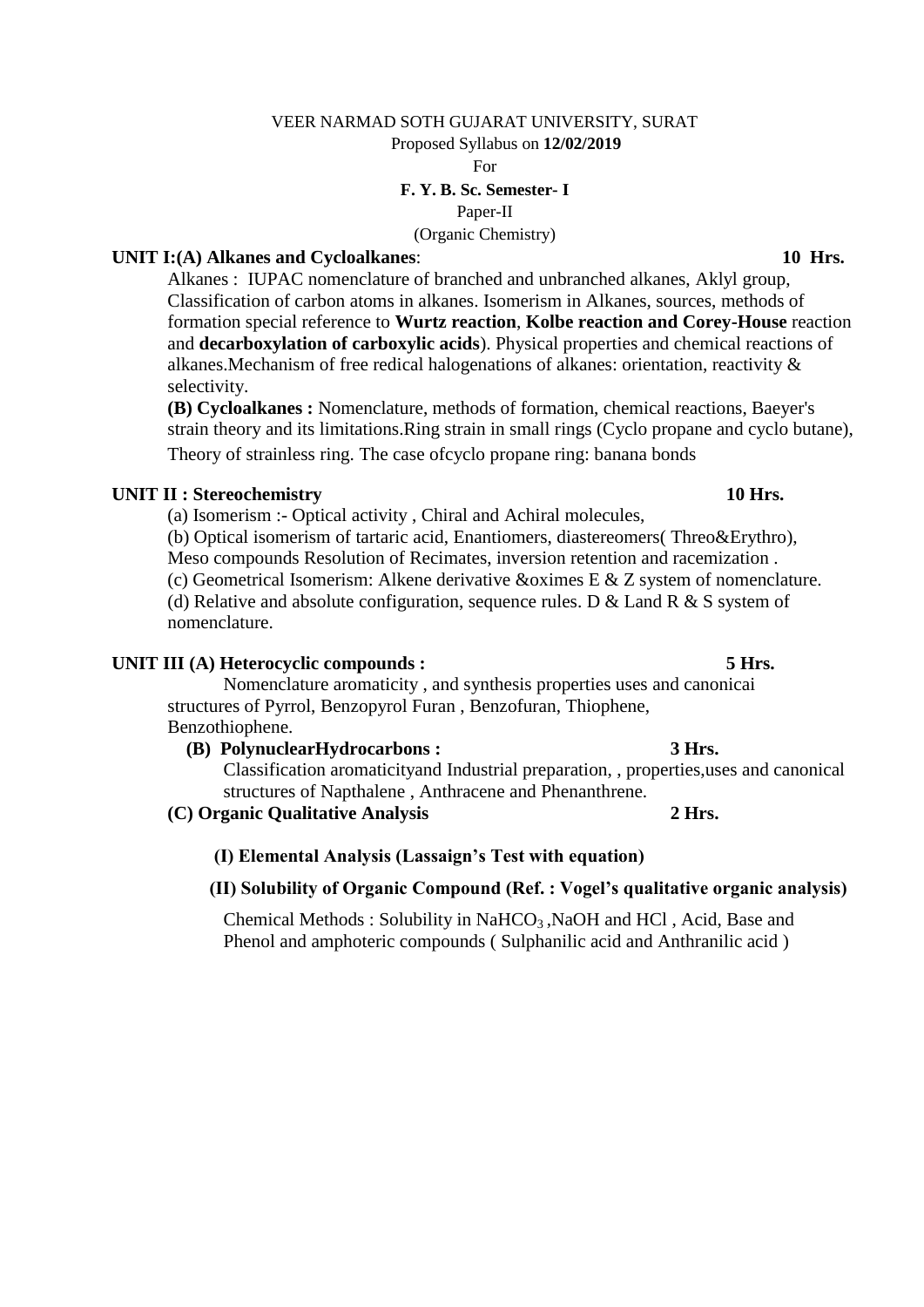VEER NARMAD SOTH GUJARAT UNIVERSITY, SURAT

Proposed Syllabus on **12/02/2019**

For

**F. Y. B. Sc. Semester- I**

Paper-II

(Organic Chemistry)

**UNIT I:(A) Alkanes and Cycloalkanes**: **10 Hrs.**

Alkanes : IUPAC nomenclature of branched and unbranched alkanes, Aklyl group, Classification of carbon atoms in alkanes. Isomerism in Alkanes, sources, methods of formation special reference to **Wurtz reaction**, **Kolbe reaction and Corey-House** reaction and **decarboxylation of carboxylic acids**). Physical properties and chemical reactions of alkanes.Mechanism of free redical halogenations of alkanes: orientation, reactivity & selectivity.

**(B) Cycloalkanes :** Nomenclature, methods of formation, chemical reactions, Baeyer's strain theory and its limitations.Ring strain in small rings (Cyclo propane and cyclo butane), Theory of strainless ring. The case ofcyclo propane ring: banana bonds

**UNIT II : Stereochemistry** **10 Hrs.**

(a) Isomerism :- Optical activity , Chiral and Achiral molecules,

(b) Optical isomerism of tartaric acid, Enantiomers, diastereomers( Threo&Erythro), Meso compounds Resolution of Recimates, inversion retention and racemization .

(c) Geometrical Isomerism: Alkene derivative &oximes E & Z system of nomenclature.

(d) Relative and absolute configuration, sequence rules. D & Land R & S system of nomenclature.

**UNIT III (A) Heterocyclic compounds :** **5 Hrs.**

Nomenclature aromaticity , and synthesis properties uses and canonicai structures of Pyrrol, Benzopyrol Furan , Benzofuran, Thiophene, Benzothiophene.

**(B) PolynuclearHydrocarbons :** **3 Hrs.**

Classification aromaticityand Industrial preparation, , properties,uses and canonical structures of Napthalene , Anthracene and Phenanthrene.

**(C) Organic Qualitative Analysis** **2 Hrs.**

**(I) Elemental Analysis (Lassaign's Test with equation)**

**(II) Solubility of Organic Compound (Ref. : Vogel's qualitative organic analysis)**

Chemical Methods : Solubility in $NaHCO_3$ ,NaOH and HCl , Acid, Base and Phenol and amphoteric compounds ( Sulphanilic acid and Anthranilic acid )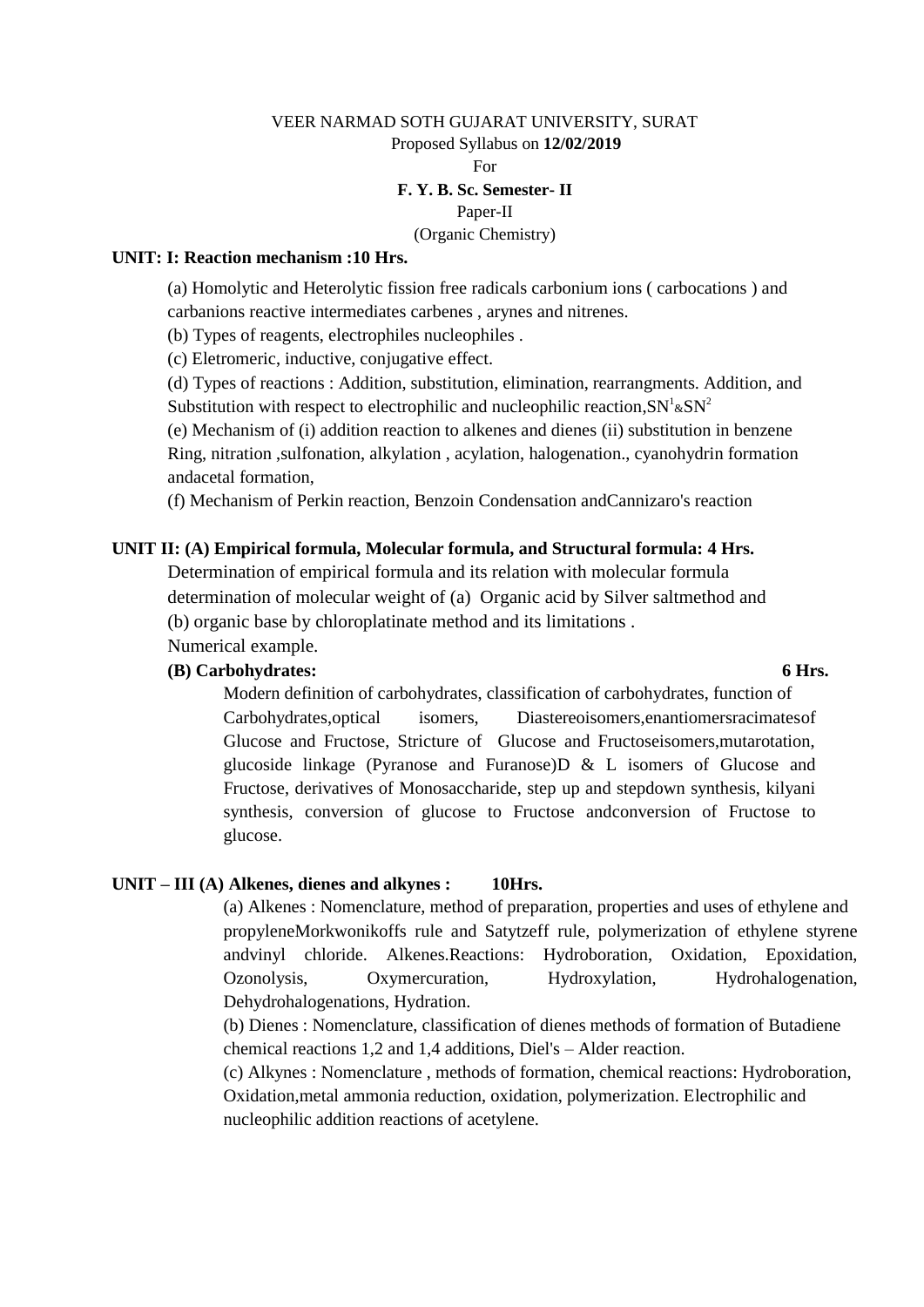VEER NARMAD SOTH GUJARAT UNIVERSITY, SURAT

Proposed Syllabus on **12/02/2019**

For

**F. Y. B. Sc. Semester- II**

Paper-II

(Organic Chemistry)

**UNIT: I: Reaction mechanism :10 Hrs.**

(a) Homolytic and Heterolytic fission free radicals carbonium ions ( carbocations ) and carbanions reactive intermediates carbenes , arynes and nitrenes.

(b) Types of reagents, electrophiles nucleophiles .

(c) Eletromeric, inductive, conjugative effect.

(d) Types of reactions : Addition, substitution, elimination, rearrangments. Addition, and Substitution with respect to electrophilic and nucleophilic reaction,$SN^1$&$SN^2$

(e) Mechanism of (i) addition reaction to alkenes and dienes (ii) substitution in benzene Ring, nitration ,sulfonation, alkylation , acylation, halogenation., cyanohydrin formation andacetal formation,

(f) Mechanism of Perkin reaction, Benzoin Condensation andCannizaro's reaction

**UNIT II: (A) Empirical formula, Molecular formula, and Structural formula: 4 Hrs.**

Determination of empirical formula and its relation with molecular formula determination of molecular weight of (a) Organic acid by Silver saltmethod and (b) organic base by chloroplatinate method and its limitations .

Numerical example.

**(B) Carbohydrates: 6 Hrs.**

Modern definition of carbohydrates, classification of carbohydrates, function of Carbohydrates,optical isomers, Diastereoisomers,enantiomersracimatesof Glucose and Fructose, Stricture of Glucose and Fructoseisomers,mutarotation, glucoside linkage (Pyranose and Furanose)D & L isomers of Glucose and Fructose, derivatives of Monosaccharide, step up and stepdown synthesis, kilyani synthesis, conversion of glucose to Fructose andconversion of Fructose to glucose.

**UNIT – III (A) Alkenes, dienes and alkynes : 10Hrs.**

(a) Alkenes : Nomenclature, method of preparation, properties and uses of ethylene and propyleneMorkwonikoffs rule and Satytzeff rule, polymerization of ethylene styrene andvinyl chloride. Alkenes.Reactions: Hydroboration, Oxidation, Epoxidation, Ozonolysis, Oxymercuration, Hydroxylation, Hydrohalogenation, Dehydrohalogenations, Hydration.

(b) Dienes : Nomenclature, classification of dienes methods of formation of Butadiene chemical reactions 1,2 and 1,4 additions, Diel's – Alder reaction.

(c) Alkynes : Nomenclature , methods of formation, chemical reactions: Hydroboration, Oxidation,metal ammonia reduction, oxidation, polymerization. Electrophilic and nucleophilic addition reactions of acetylene.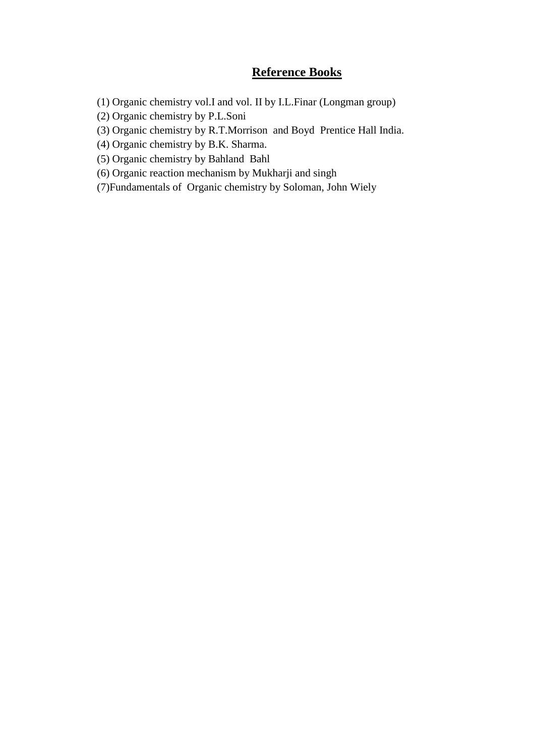## Reference Books

(1) Organic chemistry vol.I and vol. II by I.L.Finar (Longman group)  
(2) Organic chemistry by P.L.Soni  
(3) Organic chemistry by R.T.Morrison and Boyd Prentice Hall India.  
(4) Organic chemistry by B.K. Sharma.  
(5) Organic chemistry by Bahland Bahl  
(6) Organic reaction mechanism by Mukharji and singh  
(7)Fundamentals of Organic chemistry by Soloman, John Wiely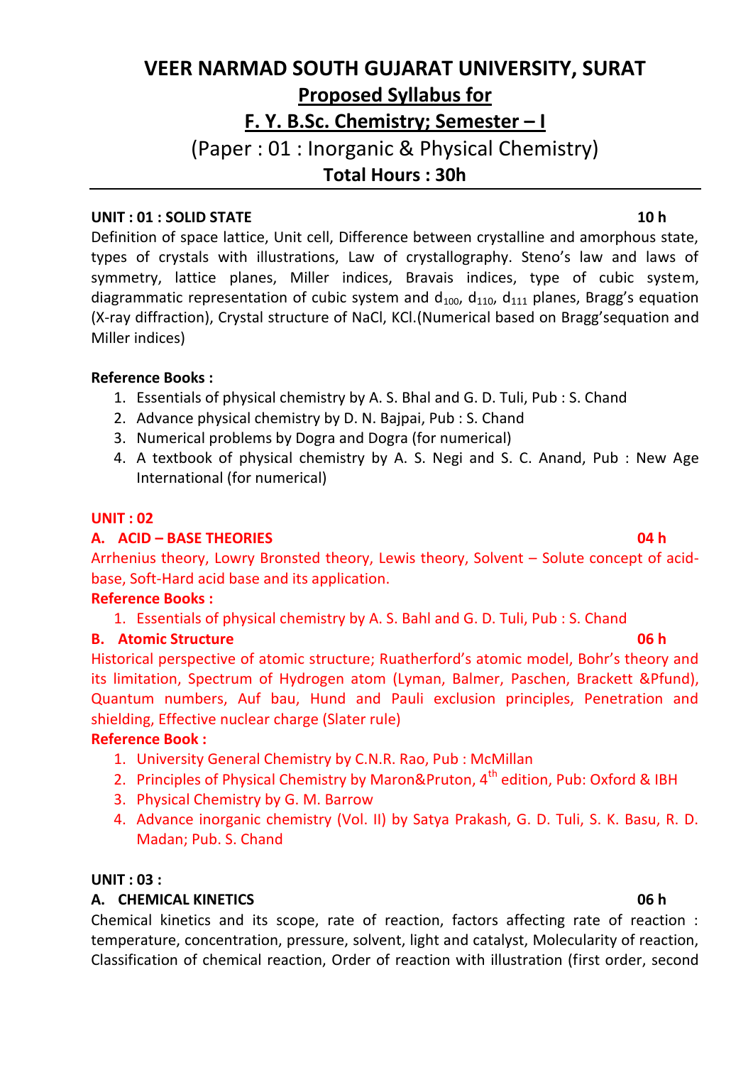# VEER NARMAD SOUTH GUJARAT UNIVERSITY, SURAT

## Proposed Syllabus for

## F. Y. B.Sc. Chemistry; Semester – I

## (Paper : 01 : Inorganic & Physical Chemistry)

## Total Hours : 30h

---

**UNIT : 01 : SOLID STATE** **10 h**

Definition of space lattice, Unit cell, Difference between crystalline and amorphous state, types of crystals with illustrations, Law of crystallography. Steno's law and laws of symmetry, lattice planes, Miller indices, Bravais indices, type of cubic system, diagrammatic representation of cubic system and $d_{100}$, $d_{110}$, $d_{111}$ planes, Bragg's equation (X-ray diffraction), Crystal structure of NaCl, KCl.(Numerical based on Bragg'sequation and Miller indices)

**Reference Books :**

1. Essentials of physical chemistry by A. S. Bhal and G. D. Tuli, Pub : S. Chand
2. Advance physical chemistry by D. N. Bajpai, Pub : S. Chand
3. Numerical problems by Dogra and Dogra (for numerical)
4. A textbook of physical chemistry by A. S. Negi and S. C. Anand, Pub : New Age International (for numerical)

**UNIT : 02**

**A. ACID – BASE THEORIES** **04 h**

Arrhenius theory, Lowry Bronsted theory, Lewis theory, Solvent – Solute concept of acid-base, Soft-Hard acid base and its application.

**Reference Books :**

1. Essentials of physical chemistry by A. S. Bahl and G. D. Tuli, Pub : S. Chand

**B. Atomic Structure** **06 h**

Historical perspective of atomic structure; Ruatherford's atomic model, Bohr's theory and its limitation, Spectrum of Hydrogen atom (Lyman, Balmer, Paschen, Brackett &Pfund), Quantum numbers, Auf bau, Hund and Pauli exclusion principles, Penetration and shielding, Effective nuclear charge (Slater rule)

**Reference Book :**

1. University General Chemistry by C.N.R. Rao, Pub : McMillan
2. Principles of Physical Chemistry by Maron&Pruton, 4th edition, Pub: Oxford & IBH
3. Physical Chemistry by G. M. Barrow
4. Advance inorganic chemistry (Vol. II) by Satya Prakash, G. D. Tuli, S. K. Basu, R. D. Madan; Pub. S. Chand

**UNIT : 03 :**

**A. CHEMICAL KINETICS** **06 h**

Chemical kinetics and its scope, rate of reaction, factors affecting rate of reaction : temperature, concentration, pressure, solvent, light and catalyst, Molecularity of reaction, Classification of chemical reaction, Order of reaction with illustration (first order, second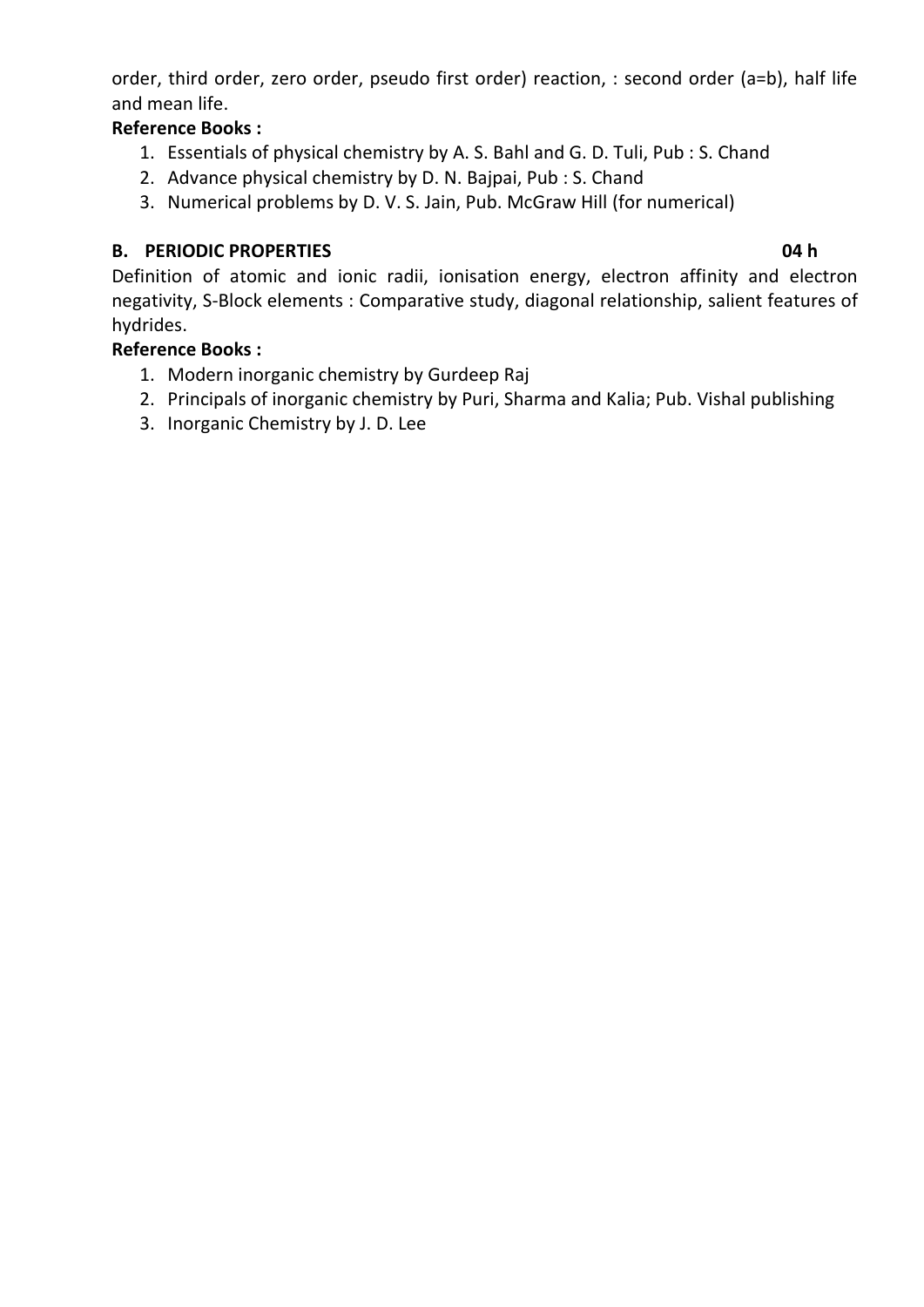order, third order, zero order, pseudo first order) reaction, : second order (a=b), half life and mean life.

**Reference Books :**

1. Essentials of physical chemistry by A. S. Bahl and G. D. Tuli, Pub : S. Chand
2. Advance physical chemistry by D. N. Bajpai, Pub : S. Chand
3. Numerical problems by D. V. S. Jain, Pub. McGraw Hill (for numerical)

**B. PERIODIC PROPERTIES** **04 h**

Definition of atomic and ionic radii, ionisation energy, electron affinity and electron negativity, S-Block elements : Comparative study, diagonal relationship, salient features of hydrides.

**Reference Books :**

1. Modern inorganic chemistry by Gurdeep Raj
2. Principals of inorganic chemistry by Puri, Sharma and Kalia; Pub. Vishal publishing
3. Inorganic Chemistry by J. D. Lee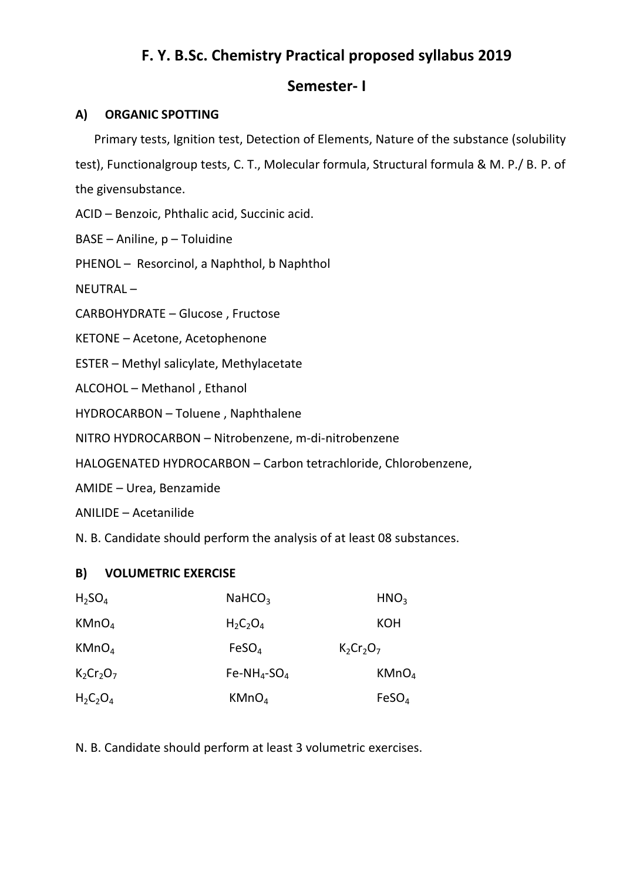# F. Y. B.Sc. Chemistry Practical proposed syllabus 2019

## Semester- I

### A) ORGANIC SPOTTING

Primary tests, Ignition test, Detection of Elements, Nature of the substance (solubility test), Functionalgroup tests, C. T., Molecular formula, Structural formula & M. P./ B. P. of the givensubstance.

ACID – Benzoic, Phthalic acid, Succinic acid.

BASE – Aniline, p – Toluidine

PHENOL – Resorcinol, a Naphthol, b Naphthol

NEUTRAL –

CARBOHYDRATE – Glucose , Fructose

KETONE – Acetone, Acetophenone

ESTER – Methyl salicylate, Methylacetate

ALCOHOL – Methanol , Ethanol

HYDROCARBON – Toluene , Naphthalene

NITRO HYDROCARBON – Nitrobenzene, m-di-nitrobenzene

HALOGENATED HYDROCARBON – Carbon tetrachloride, Chlorobenzene,

AMIDE – Urea, Benzamide

ANILIDE – Acetanilide

N. B. Candidate should perform the analysis of at least 08 substances.

### B) VOLUMETRIC EXERCISE

| | | |
|---|---|---|
| $H_2SO_4$ | $NaHCO_3$ | $HNO_3$ |
| $KMnO_4$ | $H_2C_2O_4$ | $KOH$ |
| $KMnO_4$ | $FeSO_4$ | $K_2Cr_2O_7$ |
| $K_2Cr_2O_7$ | $Fe\text{-}NH_4\text{-}SO_4$ | $KMnO_4$ |
| $H_2C_2O_4$ | $KMnO_4$ | $FeSO_4$ |

N. B. Candidate should perform at least 3 volumetric exercises.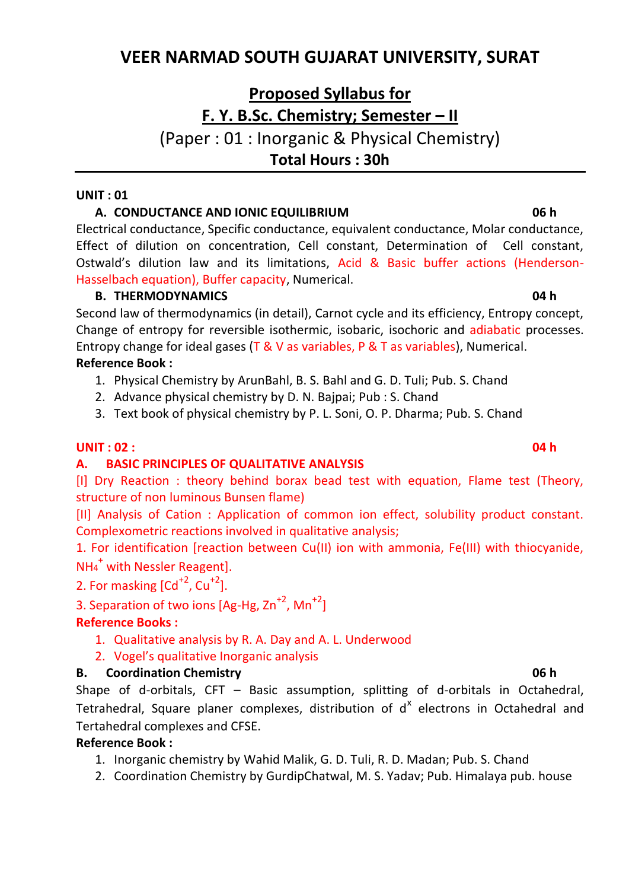# VEER NARMAD SOUTH GUJARAT UNIVERSITY, SURAT

## Proposed Syllabus for
## F. Y. B.Sc. Chemistry; Semester – II

(Paper : 01 : Inorganic & Physical Chemistry)

**Total Hours : 30h**

---

**UNIT : 01**

**A. CONDUCTANCE AND IONIC EQUILIBRIUM** **06 h**

Electrical conductance, Specific conductance, equivalent conductance, Molar conductance, Effect of dilution on concentration, Cell constant, Determination of Cell constant, Ostwald's dilution law and its limitations, Acid & Basic buffer actions (Henderson-Hasselbach equation), Buffer capacity, Numerical.

**B. THERMODYNAMICS** **04 h**

Second law of thermodynamics (in detail), Carnot cycle and its efficiency, Entropy concept, Change of entropy for reversible isothermic, isobaric, isochoric and adiabatic processes. Entropy change for ideal gases (T & V as variables, P & T as variables), Numerical.

**Reference Book :**

1. Physical Chemistry by ArunBahl, B. S. Bahl and G. D. Tuli; Pub. S. Chand
2. Advance physical chemistry by D. N. Bajpai; Pub : S. Chand
3. Text book of physical chemistry by P. L. Soni, O. P. Dharma; Pub. S. Chand

**UNIT : 02 :** **04 h**

**A. BASIC PRINCIPLES OF QUALITATIVE ANALYSIS**

[I] Dry Reaction : theory behind borax bead test with equation, Flame test (Theory, structure of non luminous Bunsen flame)

[II] Analysis of Cation : Application of common ion effect, solubility product constant. Complexometric reactions involved in qualitative analysis;

1. For identification [reaction between Cu(II) ion with ammonia, Fe(III) with thiocyanide, $NH_4^+$ with Nessler Reagent].
2. For masking [$Cd^{+2}$, $Cu^{+2}$].
3. Separation of two ions [Ag-Hg, $Zn^{+2}$, $Mn^{+2}$]

**Reference Books :**

1. Qualitative analysis by R. A. Day and A. L. Underwood
2. Vogel's qualitative Inorganic analysis

**B. Coordination Chemistry** **06 h**

Shape of d-orbitals, CFT – Basic assumption, splitting of d-orbitals in Octahedral, Tetrahedral, Square planer complexes, distribution of $d^x$ electrons in Octahedral and Tertahedral complexes and CFSE.

**Reference Book :**

1. Inorganic chemistry by Wahid Malik, G. D. Tuli, R. D. Madan; Pub. S. Chand
2. Coordination Chemistry by GurdipChatwal, M. S. Yadav; Pub. Himalaya pub. house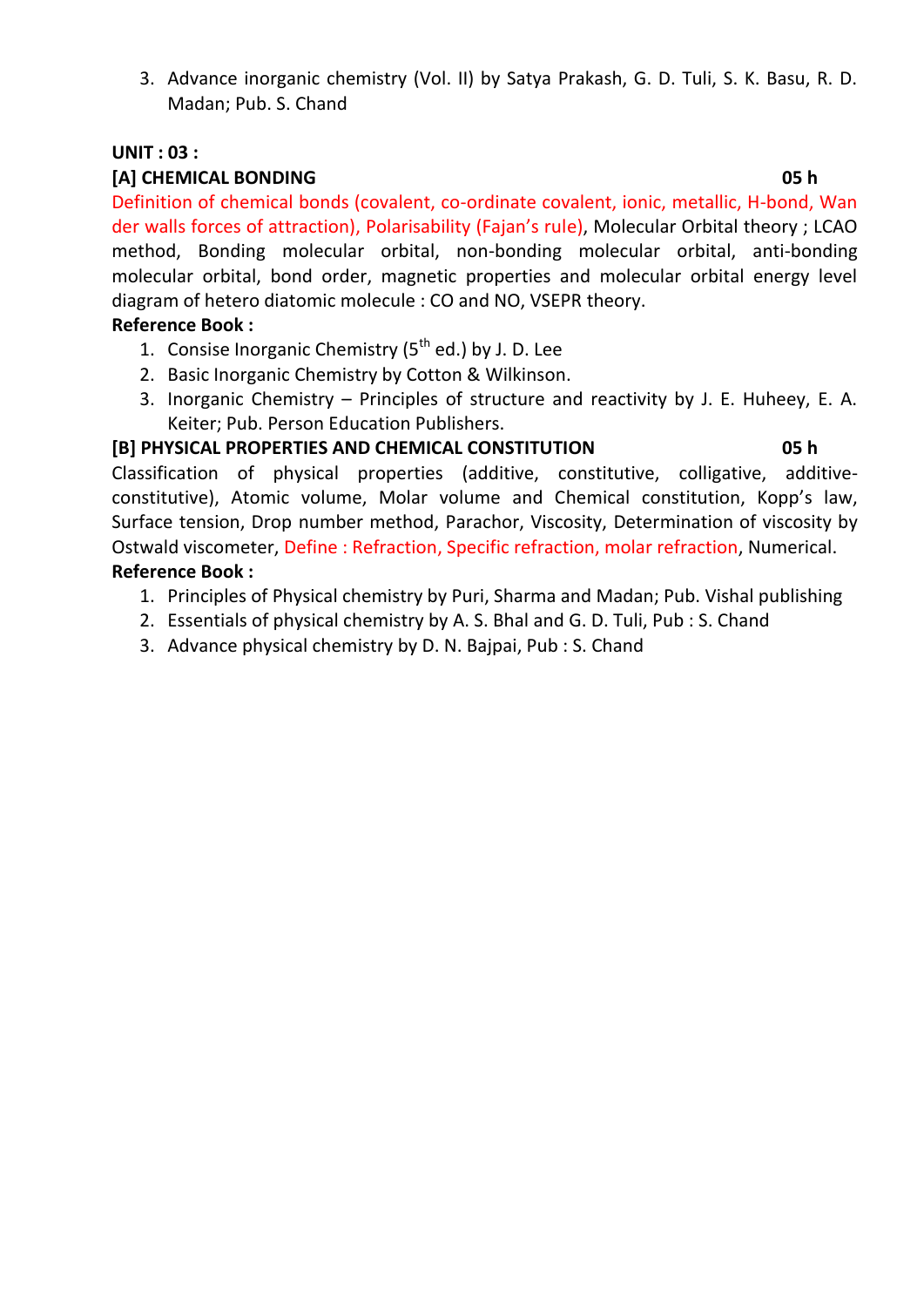3. Advance inorganic chemistry (Vol. II) by Satya Prakash, G. D. Tuli, S. K. Basu, R. D. Madan; Pub. S. Chand

**UNIT : 03 :**

**[A] CHEMICAL BONDING** **05 h**

Definition of chemical bonds (covalent, co-ordinate covalent, ionic, metallic, H-bond, Wan der walls forces of attraction), Polarisability (Fajan's rule), Molecular Orbital theory ; LCAO method, Bonding molecular orbital, non-bonding molecular orbital, anti-bonding molecular orbital, bond order, magnetic properties and molecular orbital energy level diagram of hetero diatomic molecule : CO and NO, VSEPR theory.

**Reference Book :**

1. Consise Inorganic Chemistry (5th ed.) by J. D. Lee
2. Basic Inorganic Chemistry by Cotton & Wilkinson.
3. Inorganic Chemistry – Principles of structure and reactivity by J. E. Huheey, E. A. Keiter; Pub. Person Education Publishers.

**[B] PHYSICAL PROPERTIES AND CHEMICAL CONSTITUTION** **05 h**

Classification of physical properties (additive, constitutive, colligative, additive-constitutive), Atomic volume, Molar volume and Chemical constitution, Kopp's law, Surface tension, Drop number method, Parachor, Viscosity, Determination of viscosity by Ostwald viscometer, Define : Refraction, Specific refraction, molar refraction, Numerical.

**Reference Book :**

1. Principles of Physical chemistry by Puri, Sharma and Madan; Pub. Vishal publishing
2. Essentials of physical chemistry by A. S. Bhal and G. D. Tuli, Pub : S. Chand
3. Advance physical chemistry by D. N. Bajpai, Pub : S. Chand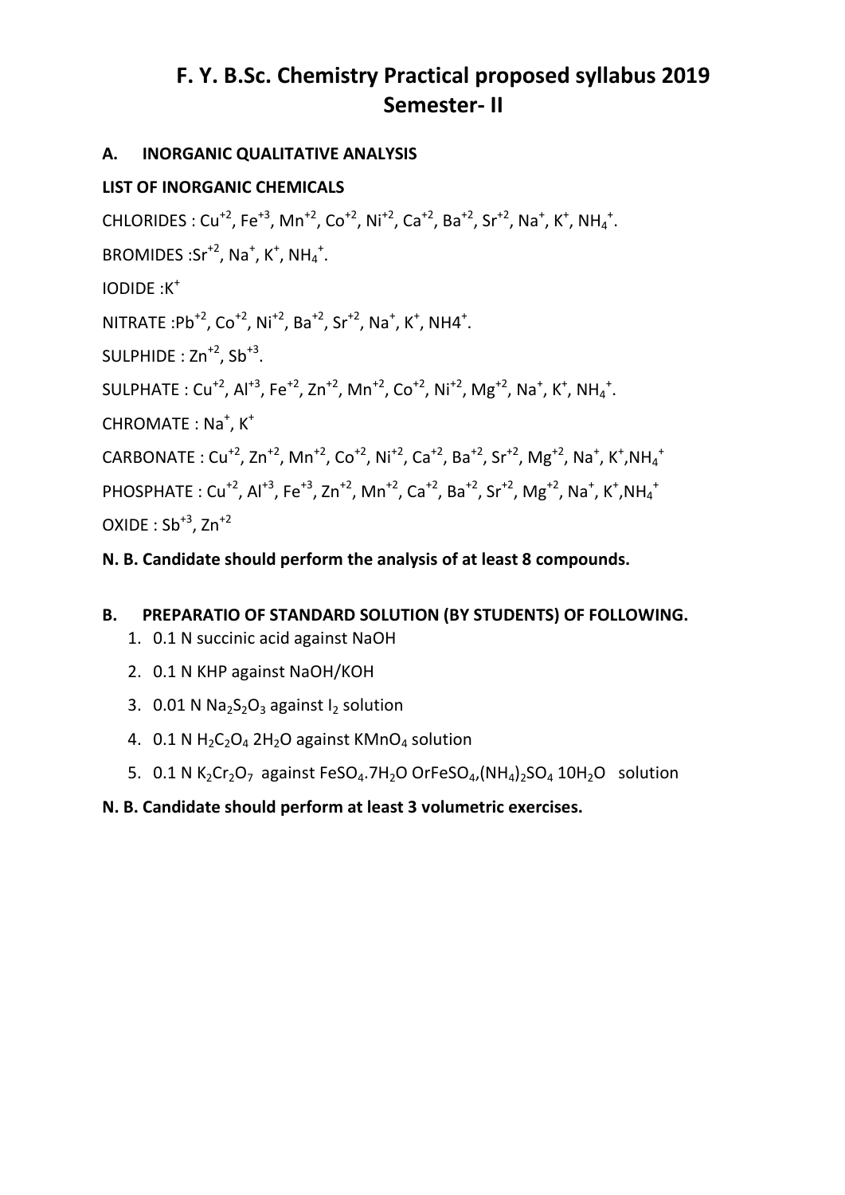# F. Y. B.Sc. Chemistry Practical proposed syllabus 2019
## Semester- II

**A. INORGANIC QUALITATIVE ANALYSIS**

**LIST OF INORGANIC CHEMICALS**

CHLORIDES : $Cu^{+2}$, $Fe^{+3}$, $Mn^{+2}$, $Co^{+2}$, $Ni^{+2}$, $Ca^{+2}$, $Ba^{+2}$, $Sr^{+2}$, $Na^{+}$, $K^{+}$, $NH_4^{+}$.

BROMIDES :$Sr^{+2}$, $Na^{+}$, $K^{+}$, $NH_4^{+}$.

IODIDE :$K^{+}$

NITRATE :$Pb^{+2}$, $Co^{+2}$, $Ni^{+2}$, $Ba^{+2}$, $Sr^{+2}$, $Na^{+}$, $K^{+}$, $NH4^{+}$.

SULPHIDE : $Zn^{+2}$, $Sb^{+3}$.

SULPHATE : $Cu^{+2}$, $Al^{+3}$, $Fe^{+2}$, $Zn^{+2}$, $Mn^{+2}$, $Co^{+2}$, $Ni^{+2}$, $Mg^{+2}$, $Na^{+}$, $K^{+}$, $NH_4^{+}$.

CHROMATE : $Na^{+}$, $K^{+}$

CARBONATE : $Cu^{+2}$, $Zn^{+2}$, $Mn^{+2}$, $Co^{+2}$, $Ni^{+2}$, $Ca^{+2}$, $Ba^{+2}$, $Sr^{+2}$, $Mg^{+2}$, $Na^{+}$, $K^{+}$,$NH_4^{+}$

PHOSPHATE : $Cu^{+2}$, $Al^{+3}$, $Fe^{+3}$, $Zn^{+2}$, $Mn^{+2}$, $Ca^{+2}$, $Ba^{+2}$, $Sr^{+2}$, $Mg^{+2}$, $Na^{+}$, $K^{+}$,$NH_4^{+}$

OXIDE : $Sb^{+3}$, $Zn^{+2}$

**N. B. Candidate should perform the analysis of at least 8 compounds.**

**B. PREPARATIO OF STANDARD SOLUTION (BY STUDENTS) OF FOLLOWING.**

1. 0.1 N succinic acid against NaOH
2. 0.1 N KHP against NaOH/KOH
3. 0.01 N $Na_2S_2O_3$ against $I_2$ solution
4. 0.1 N $H_2C_2O_4$ $2H_2O$ against $KMnO_4$ solution
5. 0.1 N $K_2Cr_2O_7$ against $FeSO_4.7H_2O$ Or$FeSO_4$,$(NH_4)_2SO_4$ $10H_2O$ solution

**N. B. Candidate should perform at least 3 volumetric exercises.**